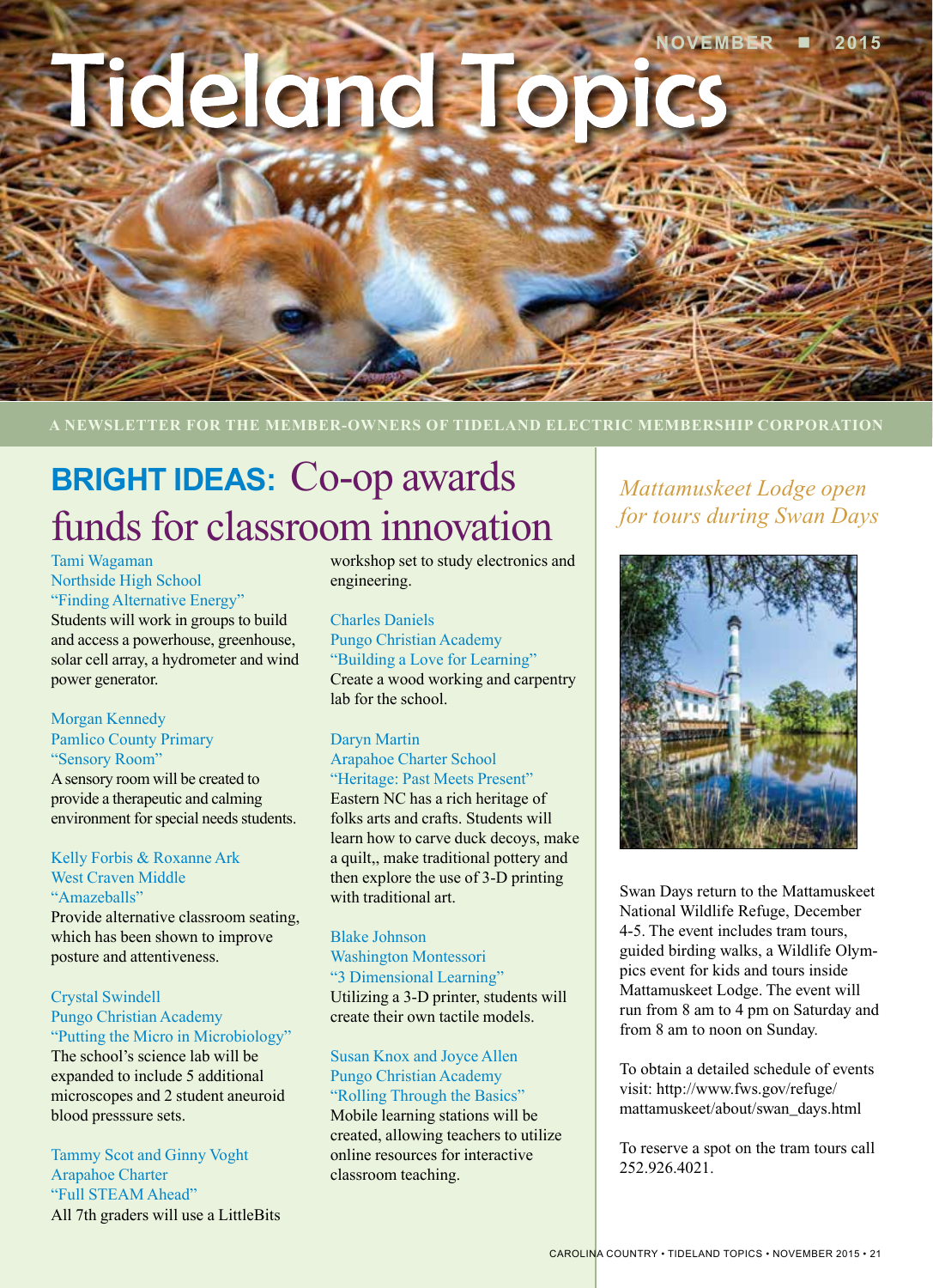# Tideland Topics

NOVEMBER ■ 2015

A NEWSLETTER FOR THE MEMBER-OWNERS OF TIDELAND ELECTRIC MEMBERSHIP CORPORATION

## BRIGHT IDEAS: Co-op awards funds for classroom innovation

Tami Wagaman
Northside High School
"Finding Alternative Energy"
Students will work in groups to build and access a powerhouse, greenhouse, solar cell array, a hydrometer and wind power generator.

Morgan Kennedy
Pamlico County Primary
"Sensory Room"
A sensory room will be created to provide a therapeutic and calming environment for special needs students.

Kelly Forbis & Roxanne Ark
West Craven Middle
"Amazeballs"
Provide alternative classroom seating, which has been shown to improve posture and attentiveness.

Crystal Swindell
Pungo Christian Academy
"Putting the Micro in Microbiology"
The school's science lab will be expanded to include 5 additional microscopes and 2 student aneuroid blood presssure sets.

Tammy Scot and Ginny Voght
Arapahoe Charter
"Full STEAM Ahead"
All 7th graders will use a LittleBits workshop set to study electronics and engineering.

Charles Daniels
Pungo Christian Academy
"Building a Love for Learning"
Create a wood working and carpentry lab for the school.

Daryn Martin
Arapahoe Charter School
"Heritage: Past Meets Present"
Eastern NC has a rich heritage of folks arts and crafts. Students will learn how to carve duck decoys, make a quilt,, make traditional pottery and then explore the use of 3-D printing with traditional art.

Blake Johnson
Washington Montessori
"3 Dimensional Learning"
Utilizing a 3-D printer, students will create their own tactile models.

Susan Knox and Joyce Allen
Pungo Christian Academy
"Rolling Through the Basics"
Mobile learning stations will be created, allowing teachers to utilize online resources for interactive classroom teaching.

## *Mattamuskeet Lodge open for tours during Swan Days*

Swan Days return to the Mattamuskeet National Wildlife Refuge, December 4-5. The event includes tram tours, guided birding walks, a Wildlife Olympics event for kids and tours inside Mattamuskeet Lodge. The event will run from 8 am to 4 pm on Saturday and from 8 am to noon on Sunday.

To obtain a detailed schedule of events visit: http://www.fws.gov/refuge/mattamuskeet/about/swan_days.html

To reserve a spot on the tram tours call 252.926.4021.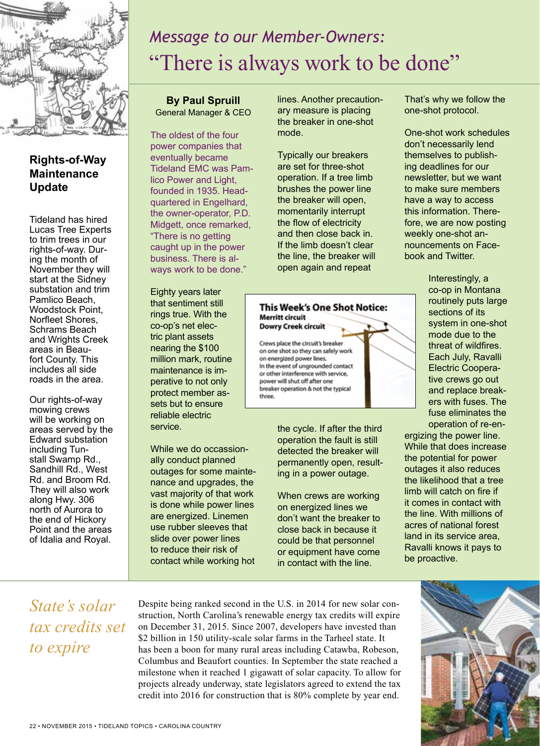## Rights-of-Way Maintenance Update

Tideland has hired Lucas Tree Experts to trim trees in our rights-of-way. During the month of November they will start at the Sidney substation and trim Pamlico Beach, Woodstock Point, Norfleet Shores, Schrams Beach and Wrights Creek areas in Beaufort County. This includes all side roads in the area.

Our rights-of-way mowing crews will be working on areas served by the Edward substation including Tunstall Swamp Rd., Sandhill Rd., West Rd. and Broom Rd. They will also work along Hwy. 306 north of Aurora to the end of Hickory Point and the areas of Idalia and Royal.

# *Message to our Member-Owners:* "There is always work to be done"

**By Paul Spruill**
General Manager & CEO

The oldest of the four power companies that eventually became Tideland EMC was Pamlico Power and Light, founded in 1935. Headquartered in Engelhard, the owner-operator, P.D. Midgett, once remarked, "There is no getting caught up in the power business. There is always work to be done."

Eighty years later that sentiment still rings true. With the co-op's net electric plant assets nearing the $100 million mark, routine maintenance is imperative to not only protect member assets but to ensure reliable electric service.

While we do occassionally conduct planned outages for some maintenance and upgrades, the vast majority of that work is done while power lines are energized. Linemen use rubber sleeves that slide over power lines to reduce their risk of contact while working hot lines. Another precautionary measure is placing the breaker in one-shot mode.

Typically our breakers are set for three-shot operation. If a tree limb brushes the power line the breaker will open, momentarily interrupt the flow of electricity and then close back in. If the limb doesn't clear the line, the breaker will open again and repeat the cycle. If after the third operation the fault is still detected the breaker will permanently open, resulting in a power outage.

When crews are working on energized lines we don't want the breaker to close back in because it could be that personnel or equipment have come in contact with the line. That's why we follow the one-shot protocol.

One-shot work schedules don't necessarily lend themselves to publishing deadlines for our newsletter, but we want to make sure members have a way to access this information. Therefore, we are now posting weekly one-shot announcements on Facebook and Twitter.

> **This Week's One Shot Notice:**
> **Merritt circuit**
> **Dowry Creek circuit**
>
> Crews place the circuit's breaker on one shot so they can safely work on energized power lines. In the event of ungrounded contact or other interference with service, power will shut off after one breaker operation & not the typical three.

Interestingly, a co-op in Montana routinely puts large sections of its system in one-shot mode due to the threat of wildfires. Each July, Ravalli Electric Cooperative crews go out and replace breakers with fuses. The fuse eliminates the operation of re-energizing the power line. While that does increase the potential for power outages it also reduces the likelihood that a tree limb will catch on fire if it comes in contact with the line. With millions of acres of national forest land in its service area, Ravalli knows it pays to be proactive.

## *State's solar tax credits set to expire*

Despite being ranked second in the U.S. in 2014 for new solar construction, North Carolina's renewable energy tax credits will expire on December 31, 2015. Since 2007, developers have invested than $2 billion in 150 utility-scale solar farms in the Tarheel state. It has been a boon for many rural areas including Catawba, Robeson, Columbus and Beaufort counties. In September the state reached a milestone when it reached 1 gigawatt of solar capacity. To allow for projects already underway, state legislators agreed to extend the tax credit into 2016 for construction that is 80% complete by year end.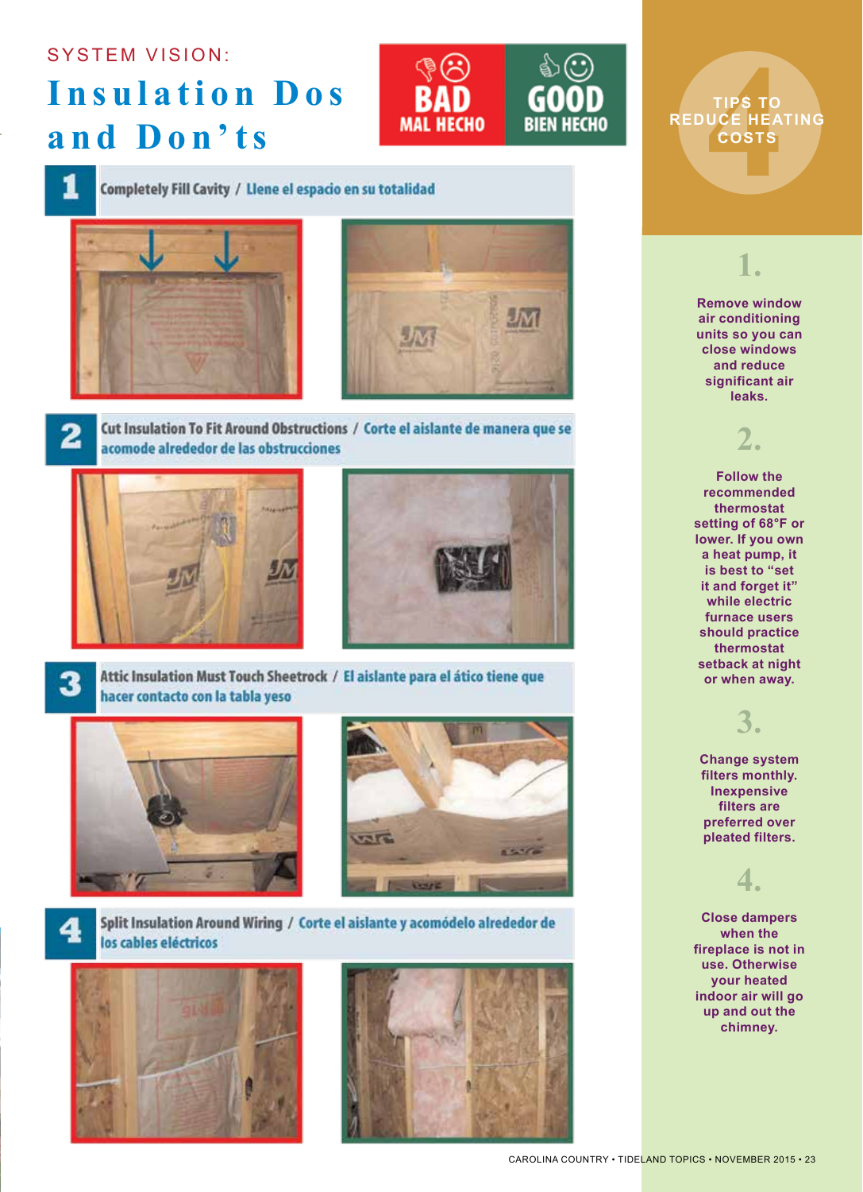SYSTEM VISION:

# Insulation Dos and Don'ts

**BAD** MAL HECHO | **GOOD** BIEN HECHO

## 1 Completely Fill Cavity / Llene el espacio en su totalidad

## 2 Cut Insulation To Fit Around Obstructions / Corte el aislante de manera que se acomode alrededor de las obstrucciones

## 3 Attic Insulation Must Touch Sheetrock / El aislante para el ático tiene que hacer contacto con la tabla yeso

## 4 Split Insulation Around Wiring / Corte el aislante y acomódelo alrededor de los cables eléctricos

## 4 TIPS TO REDUCE HEATING COSTS

**1.**

Remove window air conditioning units so you can close windows and reduce significant air leaks.

**2.**

Follow the recommended thermostat setting of 68°F or lower. If you own a heat pump, it is best to "set and forget it" while electric furnace users should practice thermostat setback at night or when away.

**3.**

Change system filters monthly. Inexpensive filters are preferred over pleated filters.

**4.**

Close dampers when the fireplace is not in use. Otherwise your heated indoor air will go up and out the chimney.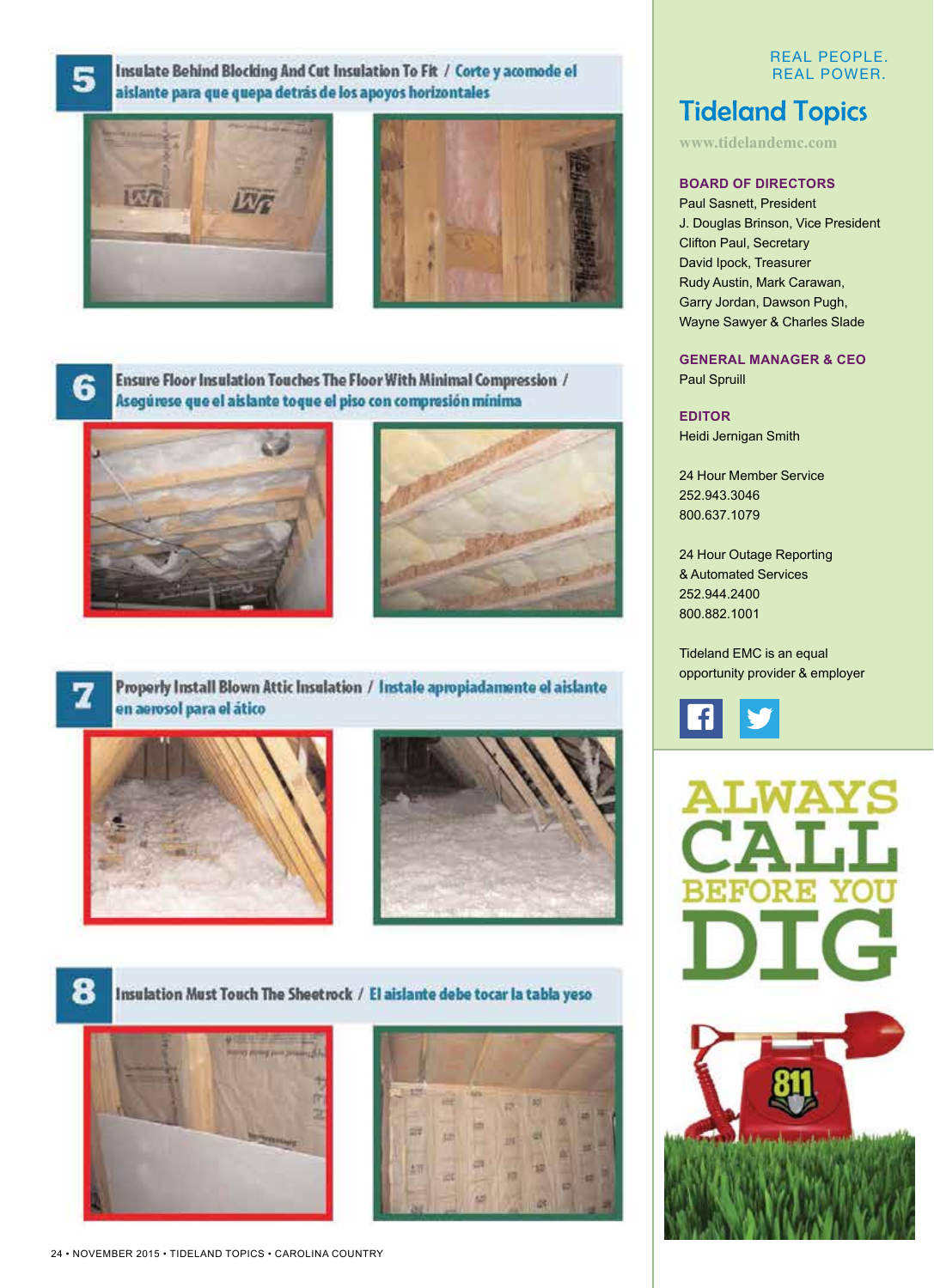## 5 Insulate Behind Blocking And Cut Insulation To Fit / Corte y acomode el aislante para que quepa detrás de los apoyos horizontales

## 6 Ensure Floor Insulation Touches The Floor With Minimal Compression / Asegúrese que el aislante toque el piso con compresión mínima

## 7 Properly Install Blown Attic Insulation / Instale apropiadamente el aislante en aerosol para el ático

## 8 Insulation Must Touch The Sheetrock / El aislante debe tocar la tabla yeso

REAL PEOPLE.
REAL POWER.

# Tideland Topics

www.tidelandemc.com

**BOARD OF DIRECTORS**
Paul Sasnett, President
J. Douglas Brinson, Vice President
Clifton Paul, Secretary
David Ipock, Treasurer
Rudy Austin, Mark Carawan,
Garry Jordan, Dawson Pugh,
Wayne Sawyer & Charles Slade

**GENERAL MANAGER & CEO**
Paul Spruill

**EDITOR**
Heidi Jernigan Smith

24 Hour Member Service
252.943.3046
800.637.1079

24 Hour Outage Reporting
& Automated Services
252.944.2400
800.882.1001

Tideland EMC is an equal opportunity provider & employer

ALWAYS CALL BEFORE YOU DIG

811